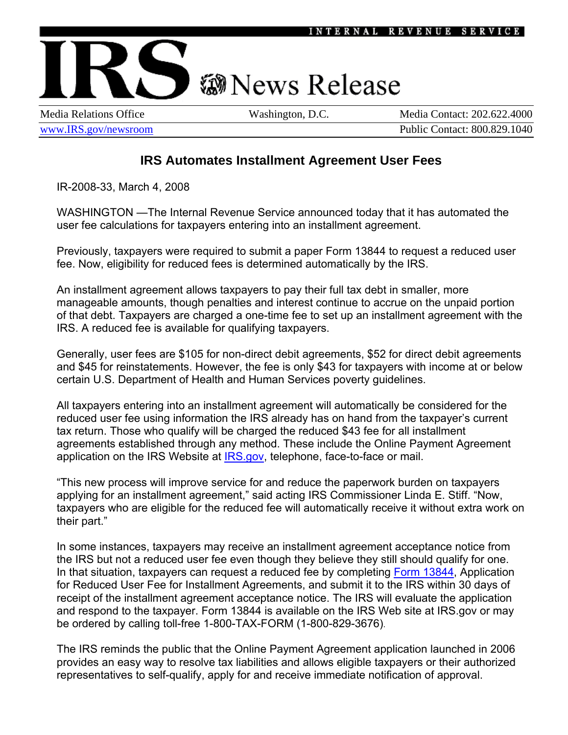INTERNAL REVENUE SERVICE

# IRS News Release

| Media Relations Office | Washington, D.C. | Media Contact: 202.622.4000 |
|---|---|---|
| www.IRS.gov/newsroom | | Public Contact: 800.829.1040 |

## IRS Automates Installment Agreement User Fees

IR-2008-33, March 4, 2008

WASHINGTON —The Internal Revenue Service announced today that it has automated the user fee calculations for taxpayers entering into an installment agreement.

Previously, taxpayers were required to submit a paper Form 13844 to request a reduced user fee. Now, eligibility for reduced fees is determined automatically by the IRS.

An installment agreement allows taxpayers to pay their full tax debt in smaller, more manageable amounts, though penalties and interest continue to accrue on the unpaid portion of that debt. Taxpayers are charged a one-time fee to set up an installment agreement with the IRS. A reduced fee is available for qualifying taxpayers.

Generally, user fees are $105 for non-direct debit agreements, $52 for direct debit agreements and $45 for reinstatements. However, the fee is only $43 for taxpayers with income at or below certain U.S. Department of Health and Human Services poverty guidelines.

All taxpayers entering into an installment agreement will automatically be considered for the reduced user fee using information the IRS already has on hand from the taxpayer's current tax return. Those who qualify will be charged the reduced $43 fee for all installment agreements established through any method. These include the Online Payment Agreement application on the IRS Website at IRS.gov, telephone, face-to-face or mail.

"This new process will improve service for and reduce the paperwork burden on taxpayers applying for an installment agreement," said acting IRS Commissioner Linda E. Stiff. "Now, taxpayers who are eligible for the reduced fee will automatically receive it without extra work on their part."

In some instances, taxpayers may receive an installment agreement acceptance notice from the IRS but not a reduced user fee even though they believe they still should qualify for one. In that situation, taxpayers can request a reduced fee by completing Form 13844, Application for Reduced User Fee for Installment Agreements, and submit it to the IRS within 30 days of receipt of the installment agreement acceptance notice. The IRS will evaluate the application and respond to the taxpayer. Form 13844 is available on the IRS Web site at IRS.gov or may be ordered by calling toll-free 1-800-TAX-FORM (1-800-829-3676).

The IRS reminds the public that the Online Payment Agreement application launched in 2006 provides an easy way to resolve tax liabilities and allows eligible taxpayers or their authorized representatives to self-qualify, apply for and receive immediate notification of approval.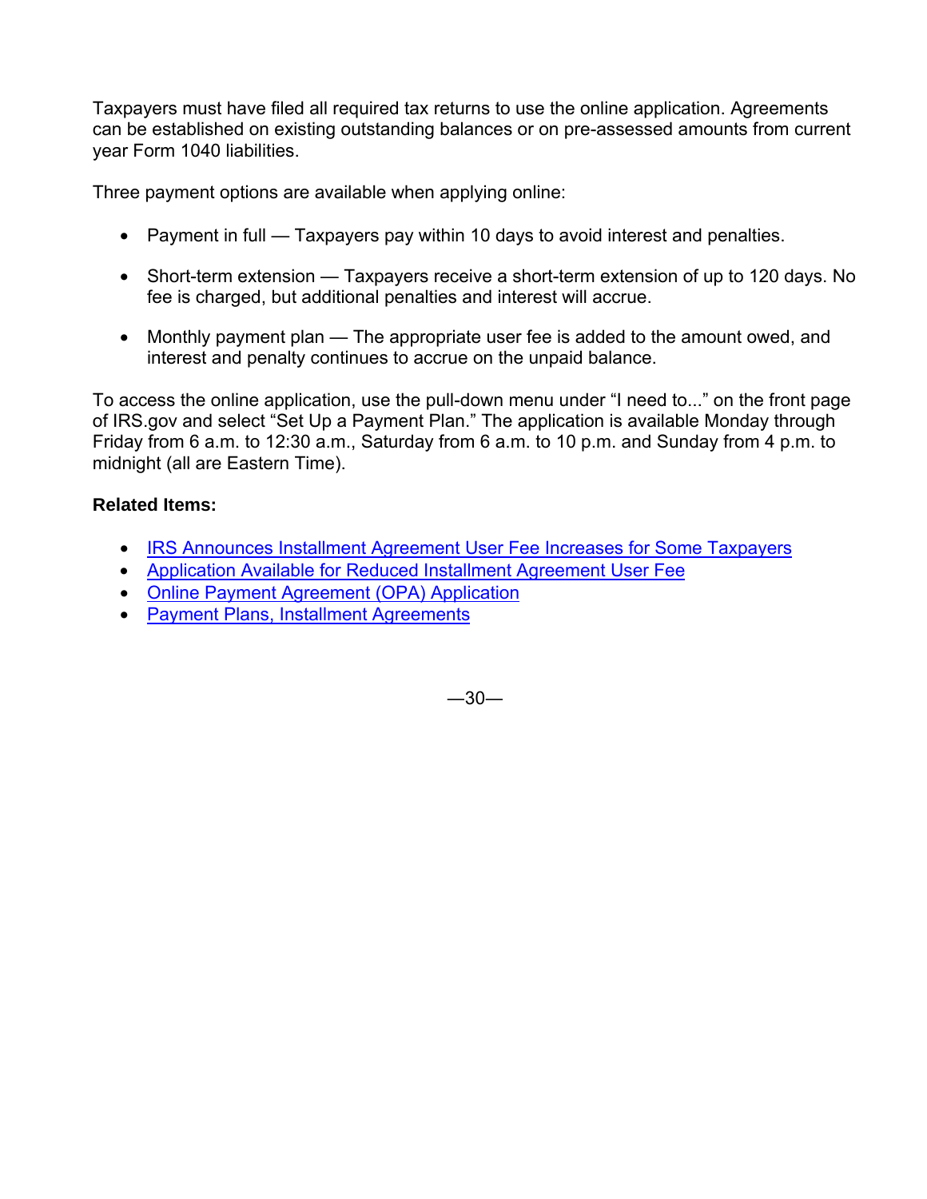Taxpayers must have filed all required tax returns to use the online application. Agreements can be established on existing outstanding balances or on pre-assessed amounts from current year Form 1040 liabilities.

Three payment options are available when applying online:

- Payment in full — Taxpayers pay within 10 days to avoid interest and penalties.
- Short-term extension — Taxpayers receive a short-term extension of up to 120 days. No fee is charged, but additional penalties and interest will accrue.
- Monthly payment plan — The appropriate user fee is added to the amount owed, and interest and penalty continues to accrue on the unpaid balance.

To access the online application, use the pull-down menu under "I need to..." on the front page of IRS.gov and select "Set Up a Payment Plan." The application is available Monday through Friday from 6 a.m. to 12:30 a.m., Saturday from 6 a.m. to 10 p.m. and Sunday from 4 p.m. to midnight (all are Eastern Time).

**Related Items:**

- IRS Announces Installment Agreement User Fee Increases for Some Taxpayers
- Application Available for Reduced Installment Agreement User Fee
- Online Payment Agreement (OPA) Application
- Payment Plans, Installment Agreements

—30—